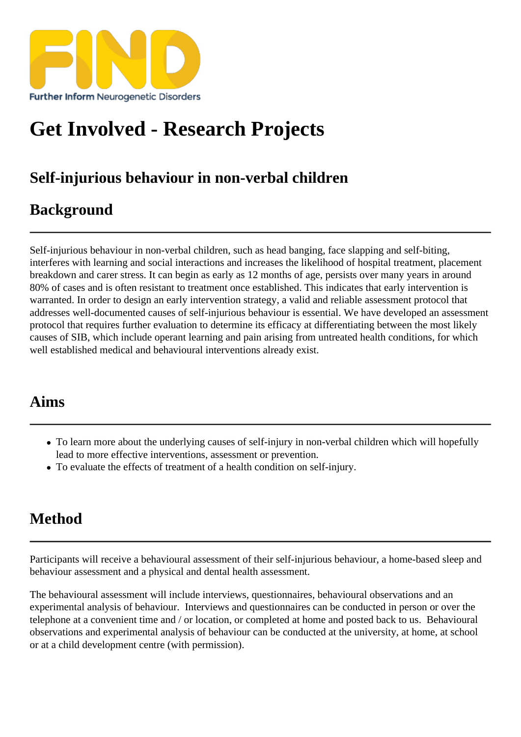# Get Involved - Research Projects

## Self-injurious behaviour in non-verbal children

## Background

Self-injurious behaviour in non-verbal children, such as head banging, face slapping and self-biting, interferes with learning and social interactions and increases the likelihood of hospital treatment, placement breakdown and carer stress. It can begin as early as 12 months of age, persists over many years in around 80% of cases and is often resistant to treatment once established. This indicates that early intervention is warranted. In order to design an early intervention strategy, a valid and reliable assessment protocol that addresses well-documented causes of self-injurious behaviour is essential. We have developed an assessment protocol that requires further evaluation to determine its efficacy at differentiating between the most likely causes of SIB, which include operant learning and pain arising from untreated health conditions, for which well established medical and behavioural interventions already exist.

## Aims

- To learn more about the underlying causes of self-injury in non-verbal children which will hopefully lead to more effective interventions, assessment or prevention.
- To evaluate the effects of treatment of a health condition on self-injury.

## Method

Participants will receive a behavioural assessment of their self-injurious behaviour, a home-based sleep and behaviour assessment and a physical and dental health assessment.

The behavioural assessment will include interviews, questionnaires, behavioural observations and an experimental analysis of behaviour. Interviews and questionnaires can be conducted in person or over the telephone at a convenient time and / or location, or completed at home and posted back to us. Behavioural observations and experimental analysis of behaviour can be conducted at the university, at home, at school or at a child development centre (with permission).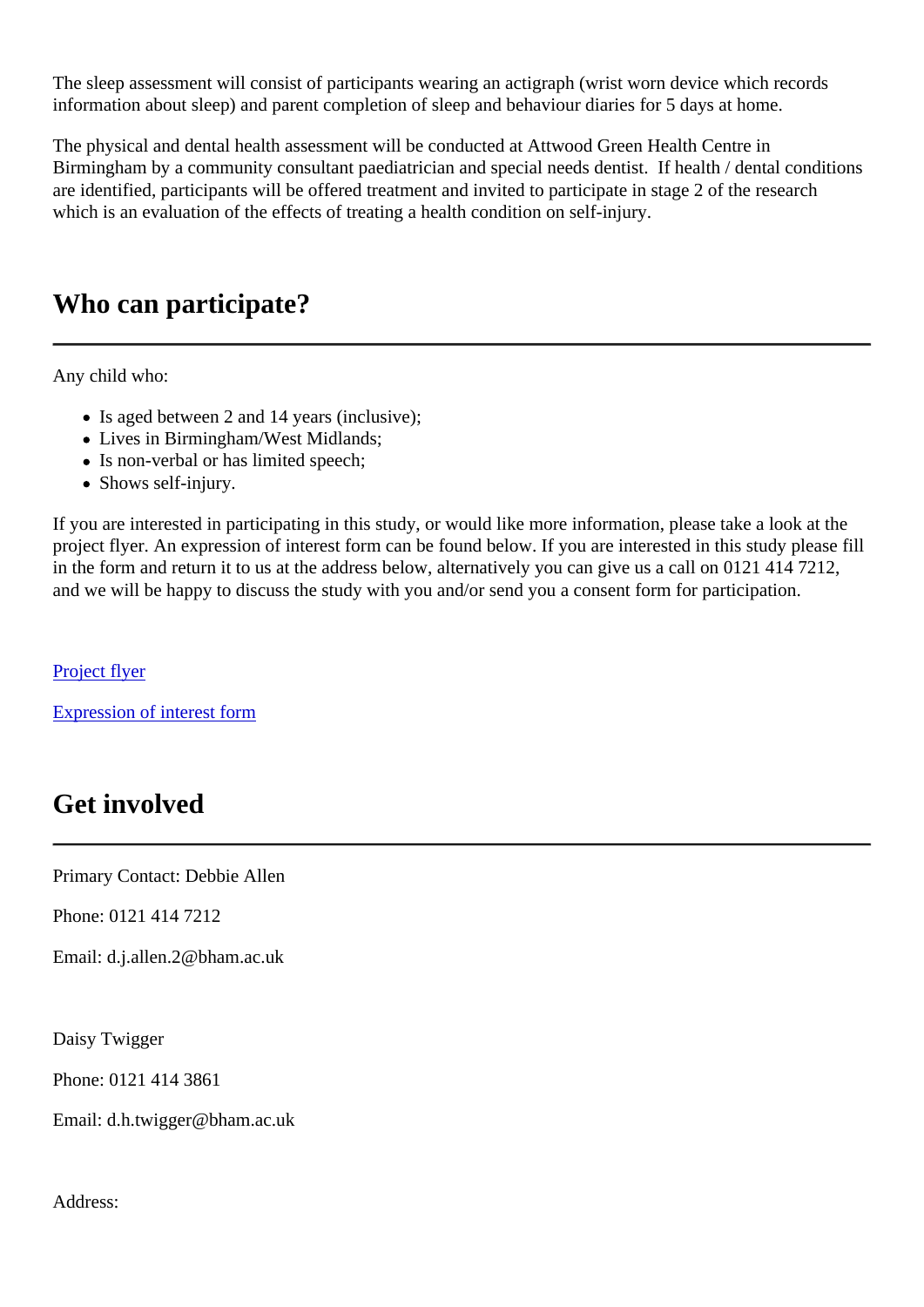The sleep assessment will consist of participants wearing an actigraph (wrist worn device which records information about sleep) and parent completion of sleep and behaviour diaries for 5 days at home.

The physical and dental health assessment will be conducted at Attwood Green Health Centre in Birmingham by a community consultant paediatrician and special needs dentist. If health / dental conditions are identified, participants will be offered treatment and invited to participate in stage 2 of the research which is an evaluation of the effects of treating a health condition on self-injury.

## Who can participate?

Any child who:

- Is aged between 2 and 14 years (inclusive);
- Lives in Birmingham/West Midlands;
- Is non-verbal or has limited speech;
- Shows self-injury.

If you are interested in participating in this study, or would like more information, please take a look at the project flyer. An expression of interest form can be found below. If you are interested in this study please fill in the form and return it to us at the address below, alternatively you can give us a call on 0121 414 7212, and we will be happy to discuss the study with you and/or send you a consent form for participation.

Project flyer

Expression of interest form

## Get involved

Primary Contact: Debbie Allen

Phone: 0121 414 7212

Email: d.j.allen.2@bham.ac.uk

Daisy Twigger

Phone: 0121 414 3861

Email: d.h.twigger@bham.ac.uk

Address: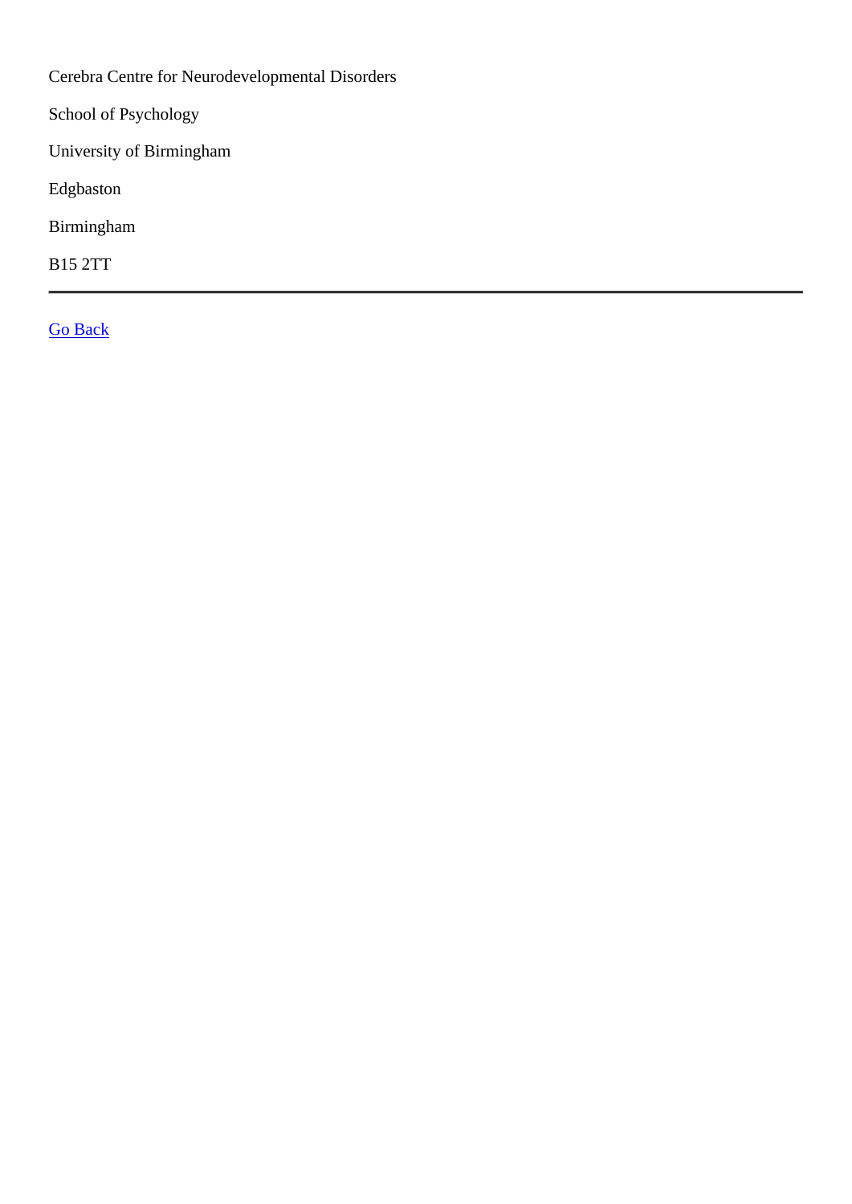Cerebra Centre for Neurodevelopmental Disorders

School of Psychology

University of Birmingham

Edgbaston

Birmingham

B15 2TT

---

Go Back